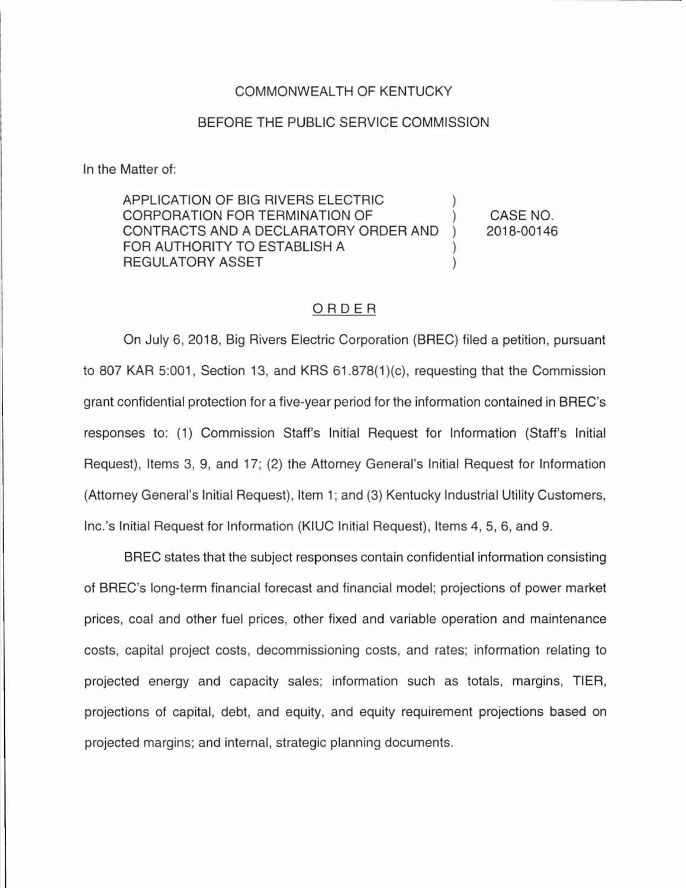COMMONWEALTH OF KENTUCKY

BEFORE THE PUBLIC SERVICE COMMISSION

In the Matter of:

| | | |
|---|---|---|
| APPLICATION OF BIG RIVERS ELECTRIC CORPORATION FOR TERMINATION OF CONTRACTS AND A DECLARATORY ORDER AND FOR AUTHORITY TO ESTABLISH A REGULATORY ASSET | ) ) ) ) ) | CASE NO. 2018-00146 |

# ORDER

On July 6, 2018, Big Rivers Electric Corporation (BREC) filed a petition, pursuant to 807 KAR 5:001, Section 13, and KRS 61.878(1)(c), requesting that the Commission grant confidential protection for a five-year period for the information contained in BREC's responses to: (1) Commission Staff's Initial Request for Information (Staff's Initial Request), Items 3, 9, and 17; (2) the Attorney General's Initial Request for Information (Attorney General's Initial Request), Item 1; and (3) Kentucky Industrial Utility Customers, Inc.'s Initial Request for Information (KIUC Initial Request), Items 4, 5, 6, and 9.

BREC states that the subject responses contain confidential information consisting of BREC's long-term financial forecast and financial model; projections of power market prices, coal and other fuel prices, other fixed and variable operation and maintenance costs, capital project costs, decommissioning costs, and rates; information relating to projected energy and capacity sales; information such as totals, margins, TIER, projections of capital, debt, and equity, and equity requirement projections based on projected margins; and internal, strategic planning documents.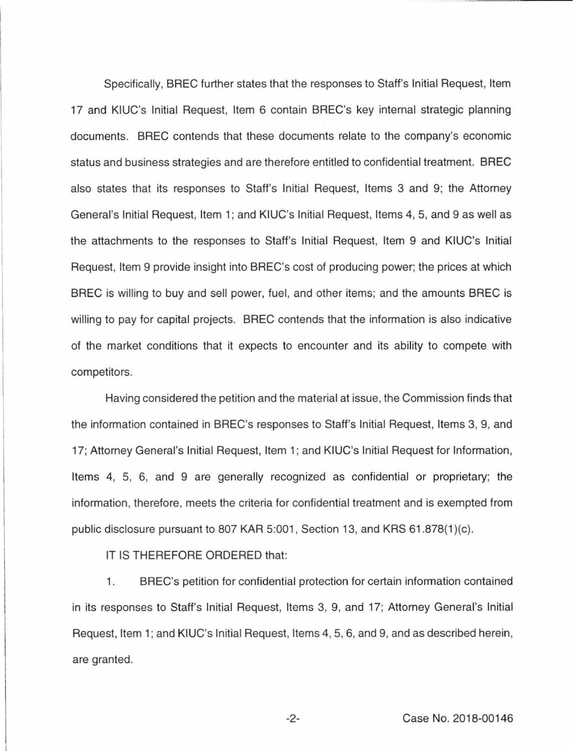Specifically, BREC further states that the responses to Staff's Initial Request, Item 17 and KIUC's Initial Request, Item 6 contain BREC's key internal strategic planning documents. BREC contends that these documents relate to the company's economic status and business strategies and are therefore entitled to confidential treatment. BREC also states that its responses to Staff's Initial Request, Items 3 and 9; the Attorney General's Initial Request, Item 1; and KIUC's Initial Request, Items 4, 5, and 9 as well as the attachments to the responses to Staff's Initial Request, Item 9 and KIUC's Initial Request, Item 9 provide insight into BREC's cost of producing power; the prices at which BREC is willing to buy and sell power, fuel, and other items; and the amounts BREC is willing to pay for capital projects. BREC contends that the information is also indicative of the market conditions that it expects to encounter and its ability to compete with competitors.

Having considered the petition and the material at issue, the Commission finds that the information contained in BREC's responses to Staff's Initial Request, Items 3, 9, and 17; Attorney General's Initial Request, Item 1; and KIUC's Initial Request for Information, Items 4, 5, 6, and 9 are generally recognized as confidential or proprietary; the information, therefore, meets the criteria for confidential treatment and is exempted from public disclosure pursuant to 807 KAR 5:001, Section 13, and KRS 61.878(1)(c).

IT IS THEREFORE ORDERED that:

1. BREC's petition for confidential protection for certain information contained in its responses to Staff's Initial Request, Items 3, 9, and 17; Attorney General's Initial Request, Item 1; and KIUC's Initial Request, Items 4, 5, 6, and 9, and as described herein, are granted.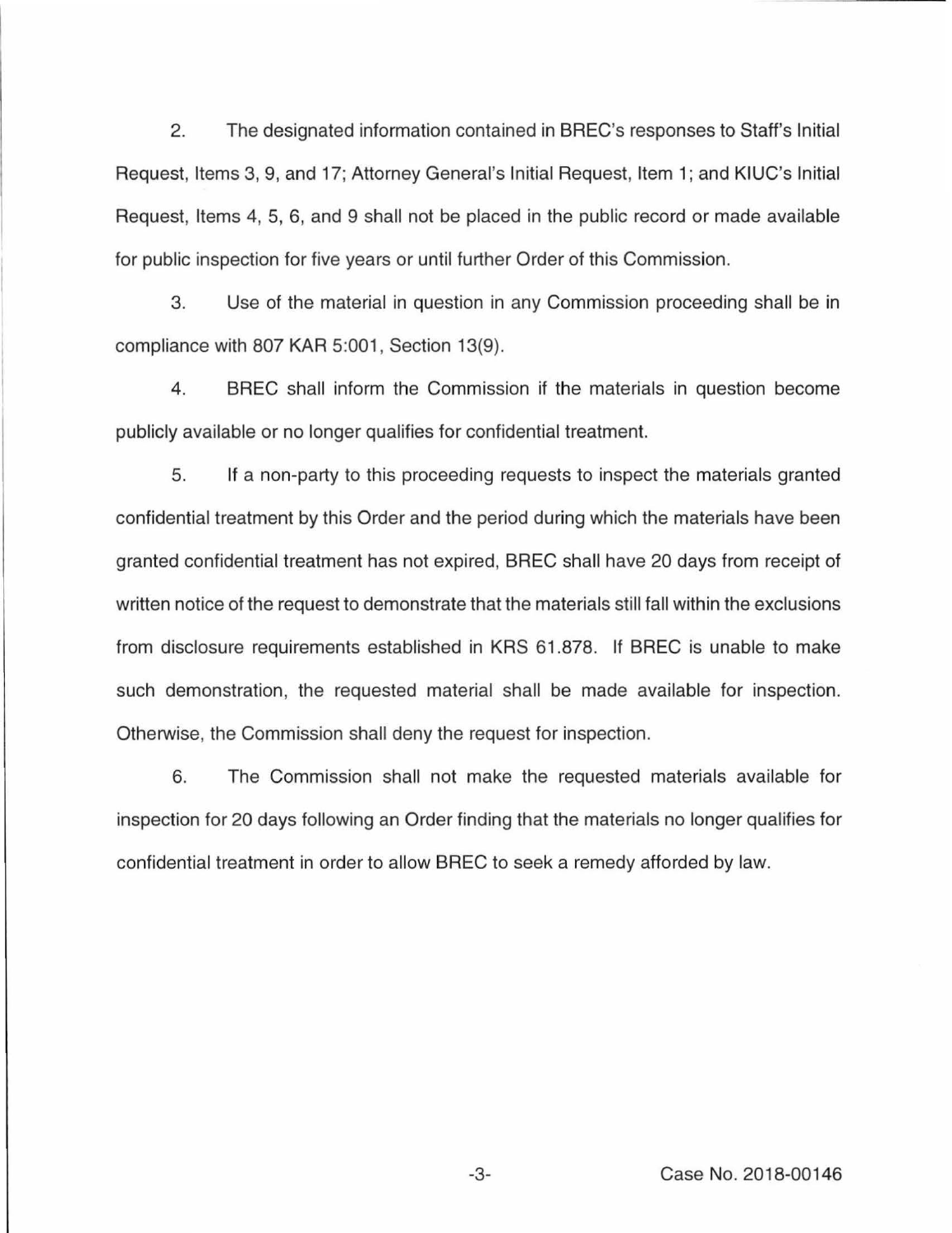2. The designated information contained in BREC's responses to Staff's Initial Request, Items 3, 9, and 17; Attorney General's Initial Request, Item 1; and KIUC's Initial Request, Items 4, 5, 6, and 9 shall not be placed in the public record or made available for public inspection for five years or until further Order of this Commission.

3. Use of the material in question in any Commission proceeding shall be in compliance with 807 KAR 5:001, Section 13(9).

4. BREC shall inform the Commission if the materials in question become publicly available or no longer qualifies for confidential treatment.

5. If a non-party to this proceeding requests to inspect the materials granted confidential treatment by this Order and the period during which the materials have been granted confidential treatment has not expired, BREC shall have 20 days from receipt of written notice of the request to demonstrate that the materials still fall within the exclusions from disclosure requirements established in KRS 61.878. If BREC is unable to make such demonstration, the requested material shall be made available for inspection. Otherwise, the Commission shall deny the request for inspection.

6. The Commission shall not make the requested materials available for inspection for 20 days following an Order finding that the materials no longer qualifies for confidential treatment in order to allow BREC to seek a remedy afforded by law.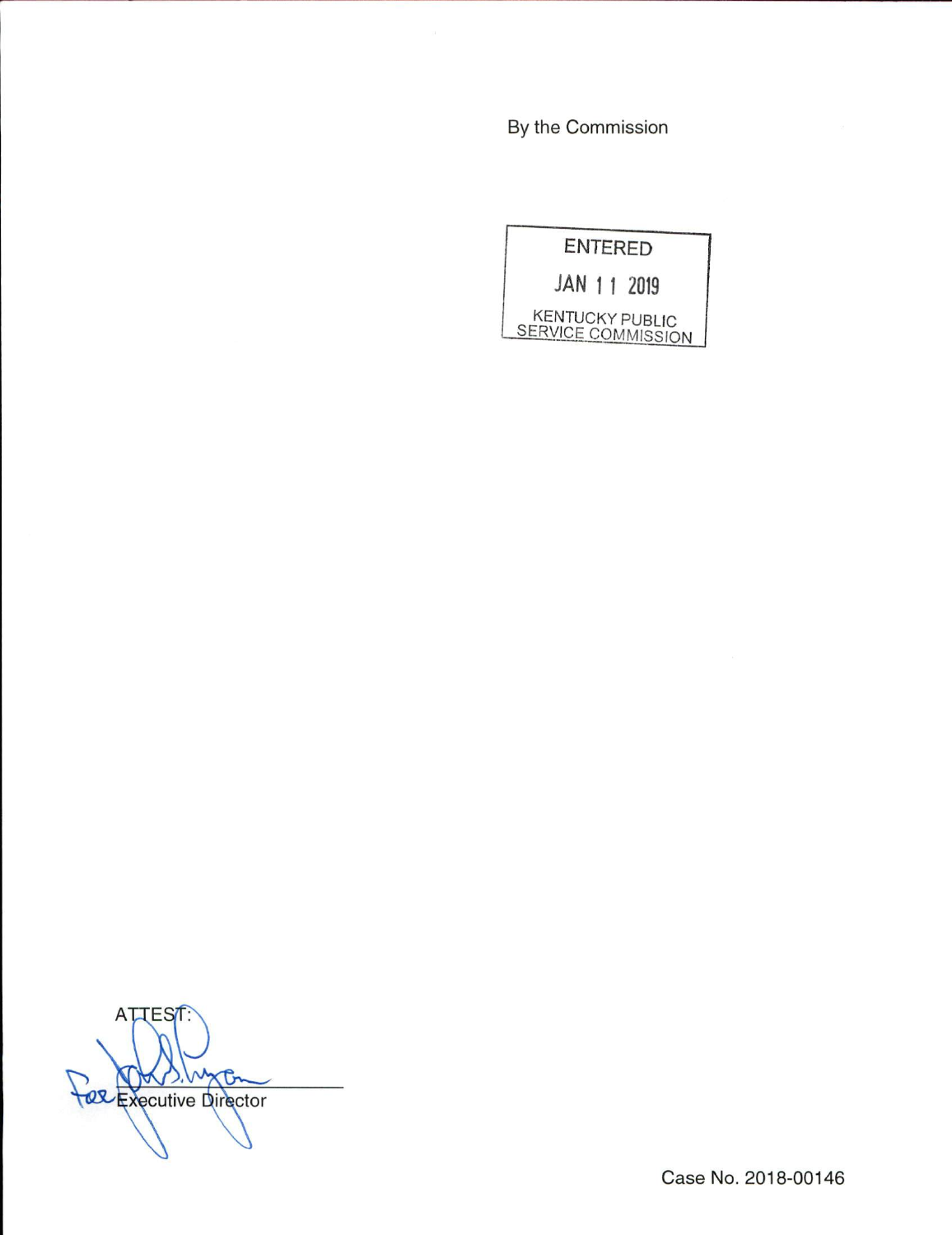By the Commission

ENTERED

JAN 11 2019

KENTUCKY PUBLIC SERVICE COMMISSION

ATTEST:

For Executive Director

Case No. 2018-00146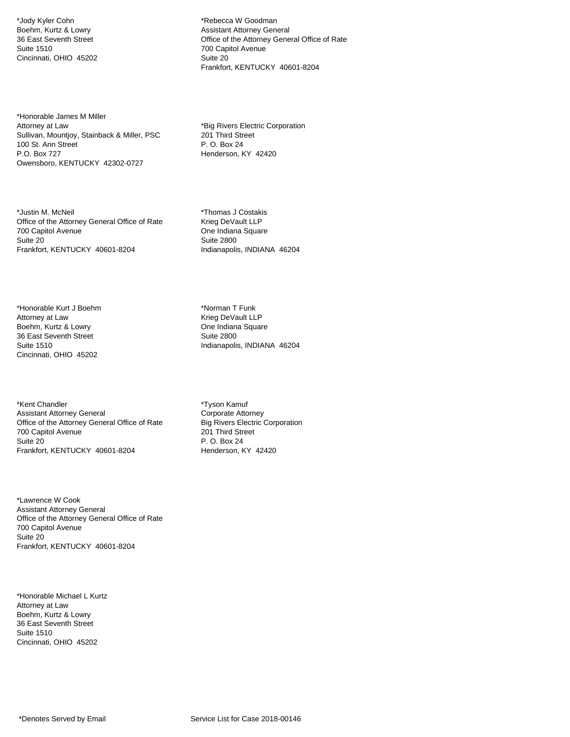*Jody Kyler Cohn
Boehm, Kurtz & Lowry
36 East Seventh Street
Suite 1510
Cincinnati, OHIO 45202

*Honorable James M Miller
Attorney at Law
Sullivan, Mountjoy, Stainback & Miller, PSC
100 St. Ann Street
P.O. Box 727
Owensboro, KENTUCKY 42302-0727

*Justin M. McNeil
Office of the Attorney General Office of Rate
700 Capitol Avenue
Suite 20
Frankfort, KENTUCKY 40601-8204

*Honorable Kurt J Boehm
Attorney at Law
Boehm, Kurtz & Lowry
36 East Seventh Street
Suite 1510
Cincinnati, OHIO 45202

*Kent Chandler
Assistant Attorney General
Office of the Attorney General Office of Rate
700 Capitol Avenue
Suite 20
Frankfort, KENTUCKY 40601-8204

*Lawrence W Cook
Assistant Attorney General
Office of the Attorney General Office of Rate
700 Capitol Avenue
Suite 20
Frankfort, KENTUCKY 40601-8204

*Honorable Michael L Kurtz
Attorney at Law
Boehm, Kurtz & Lowry
36 East Seventh Street
Suite 1510
Cincinnati, OHIO 45202

*Rebecca W Goodman
Assistant Attorney General
Office of the Attorney General Office of Rate
700 Capitol Avenue
Suite 20
Frankfort, KENTUCKY 40601-8204

*Big Rivers Electric Corporation
201 Third Street
P. O. Box 24
Henderson, KY 42420

*Thomas J Costakis
Krieg DeVault LLP
One Indiana Square
Suite 2800
Indianapolis, INDIANA 46204

*Norman T Funk
Krieg DeVault LLP
One Indiana Square
Suite 2800
Indianapolis, INDIANA 46204

*Tyson Kamuf
Corporate Attorney
Big Rivers Electric Corporation
201 Third Street
P. O. Box 24
Henderson, KY 42420

*Denotes Served by Email

Service List for Case 2018-00146